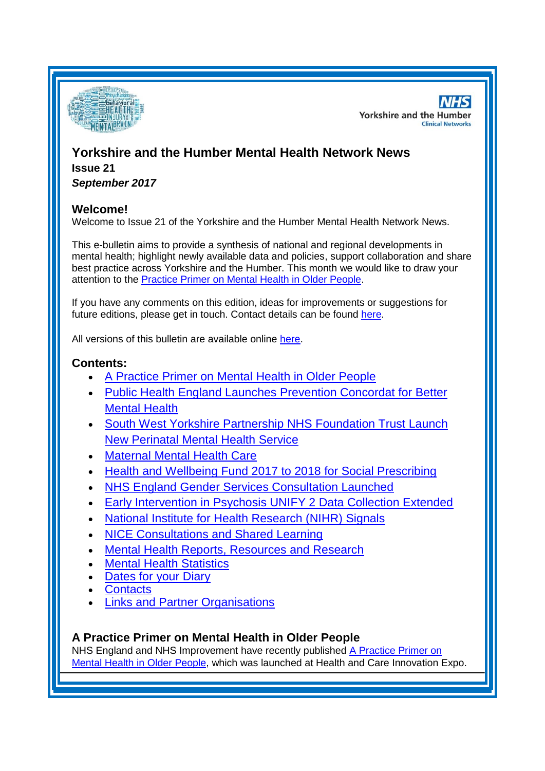# Yorkshire and the Humber Mental Health Network News

**Issue 21**

***September 2017***

## Welcome!

Welcome to Issue 21 of the Yorkshire and the Humber Mental Health Network News.

This e-bulletin aims to provide a synthesis of national and regional developments in mental health; highlight newly available data and policies, support collaboration and share best practice across Yorkshire and the Humber. This month we would like to draw your attention to the Practice Primer on Mental Health in Older People.

If you have any comments on this edition, ideas for improvements or suggestions for future editions, please get in touch. Contact details can be found here.

All versions of this bulletin are available online here.

## Contents:

- A Practice Primer on Mental Health in Older People
- Public Health England Launches Prevention Concordat for Better Mental Health
- South West Yorkshire Partnership NHS Foundation Trust Launch New Perinatal Mental Health Service
- Maternal Mental Health Care
- Health and Wellbeing Fund 2017 to 2018 for Social Prescribing
- NHS England Gender Services Consultation Launched
- Early Intervention in Psychosis UNIFY 2 Data Collection Extended
- National Institute for Health Research (NIHR) Signals
- NICE Consultations and Shared Learning
- Mental Health Reports, Resources and Research
- Mental Health Statistics
- Dates for your Diary
- Contacts
- Links and Partner Organisations

## A Practice Primer on Mental Health in Older People

NHS England and NHS Improvement have recently published A Practice Primer on Mental Health in Older People, which was launched at Health and Care Innovation Expo.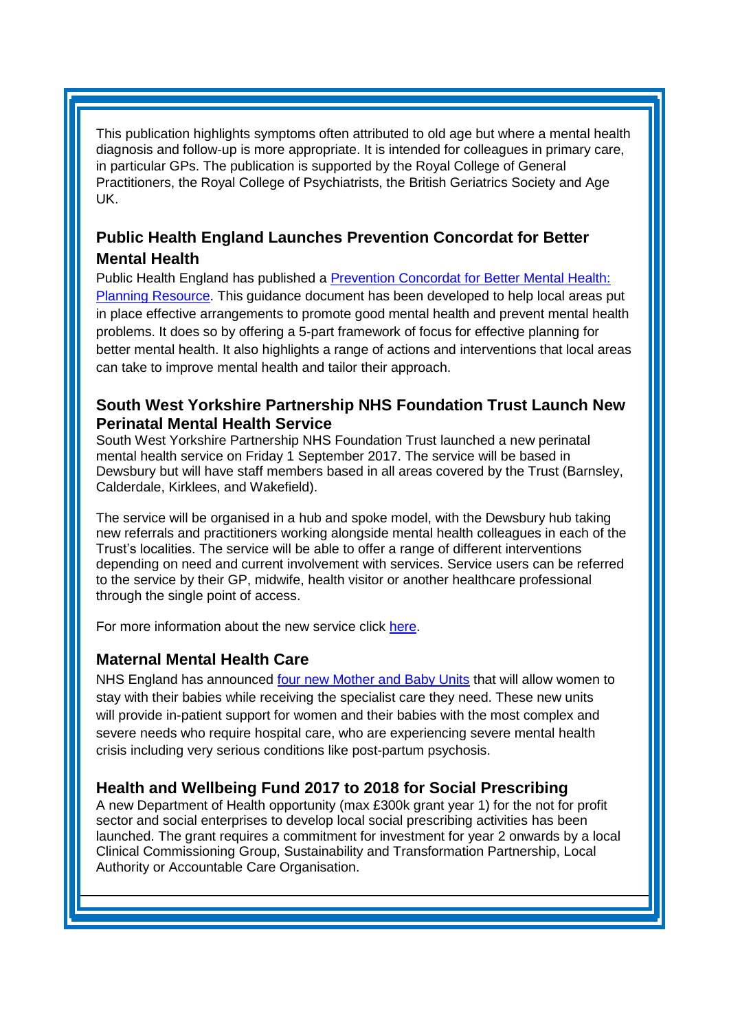This publication highlights symptoms often attributed to old age but where a mental health diagnosis and follow-up is more appropriate. It is intended for colleagues in primary care, in particular GPs. The publication is supported by the Royal College of General Practitioners, the Royal College of Psychiatrists, the British Geriatrics Society and Age UK.

### Public Health England Launches Prevention Concordat for Better Mental Health

Public Health England has published a Prevention Concordat for Better Mental Health: Planning Resource. This guidance document has been developed to help local areas put in place effective arrangements to promote good mental health and prevent mental health problems. It does so by offering a 5-part framework of focus for effective planning for better mental health. It also highlights a range of actions and interventions that local areas can take to improve mental health and tailor their approach.

### South West Yorkshire Partnership NHS Foundation Trust Launch New Perinatal Mental Health Service

South West Yorkshire Partnership NHS Foundation Trust launched a new perinatal mental health service on Friday 1 September 2017. The service will be based in Dewsbury but will have staff members based in all areas covered by the Trust (Barnsley, Calderdale, Kirklees, and Wakefield).

The service will be organised in a hub and spoke model, with the Dewsbury hub taking new referrals and practitioners working alongside mental health colleagues in each of the Trust's localities. The service will be able to offer a range of different interventions depending on need and current involvement with services. Service users can be referred to the service by their GP, midwife, health visitor or another healthcare professional through the single point of access.

For more information about the new service click here.

### Maternal Mental Health Care

NHS England has announced four new Mother and Baby Units that will allow women to stay with their babies while receiving the specialist care they need. These new units will provide in-patient support for women and their babies with the most complex and severe needs who require hospital care, who are experiencing severe mental health crisis including very serious conditions like post-partum psychosis.

### Health and Wellbeing Fund 2017 to 2018 for Social Prescribing

A new Department of Health opportunity (max £300k grant year 1) for the not for profit sector and social enterprises to develop local social prescribing activities has been launched. The grant requires a commitment for investment for year 2 onwards by a local Clinical Commissioning Group, Sustainability and Transformation Partnership, Local Authority or Accountable Care Organisation.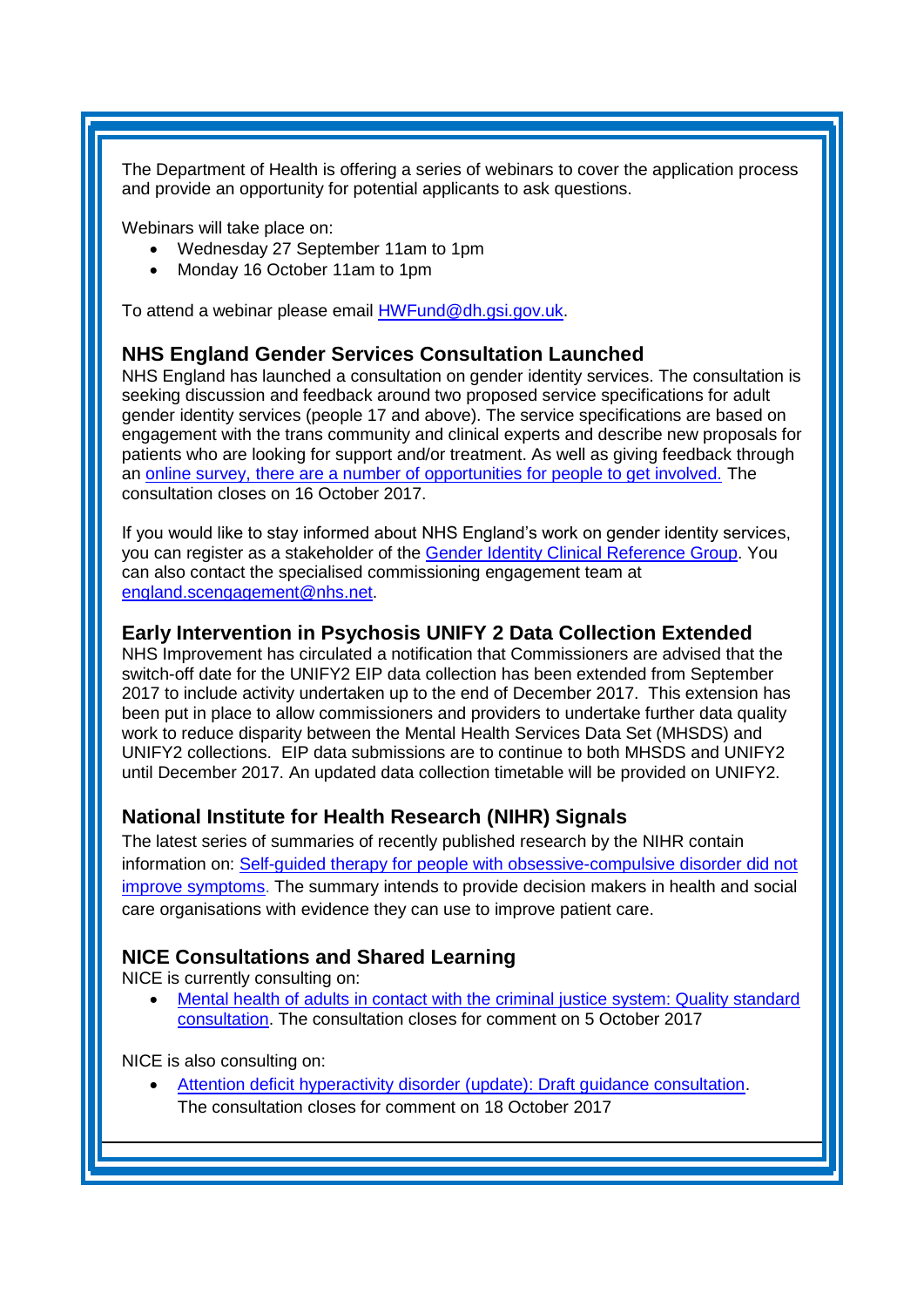The Department of Health is offering a series of webinars to cover the application process and provide an opportunity for potential applicants to ask questions.

Webinars will take place on:

- Wednesday 27 September 11am to 1pm
- Monday 16 October 11am to 1pm

To attend a webinar please email HWFund@dh.gsi.gov.uk.

### NHS England Gender Services Consultation Launched

NHS England has launched a consultation on gender identity services. The consultation is seeking discussion and feedback around two proposed service specifications for adult gender identity services (people 17 and above). The service specifications are based on engagement with the trans community and clinical experts and describe new proposals for patients who are looking for support and/or treatment. As well as giving feedback through an online survey, there are a number of opportunities for people to get involved. The consultation closes on 16 October 2017.

If you would like to stay informed about NHS England's work on gender identity services, you can register as a stakeholder of the Gender Identity Clinical Reference Group. You can also contact the specialised commissioning engagement team at england.scengagement@nhs.net.

### Early Intervention in Psychosis UNIFY 2 Data Collection Extended

NHS Improvement has circulated a notification that Commissioners are advised that the switch-off date for the UNIFY2 EIP data collection has been extended from September 2017 to include activity undertaken up to the end of December 2017. This extension has been put in place to allow commissioners and providers to undertake further data quality work to reduce disparity between the Mental Health Services Data Set (MHSDS) and UNIFY2 collections. EIP data submissions are to continue to both MHSDS and UNIFY2 until December 2017. An updated data collection timetable will be provided on UNIFY2.

### National Institute for Health Research (NIHR) Signals

The latest series of summaries of recently published research by the NIHR contain information on: Self-guided therapy for people with obsessive-compulsive disorder did not improve symptoms. The summary intends to provide decision makers in health and social care organisations with evidence they can use to improve patient care.

### NICE Consultations and Shared Learning

NICE is currently consulting on:

- Mental health of adults in contact with the criminal justice system: Quality standard consultation. The consultation closes for comment on 5 October 2017

NICE is also consulting on:

- Attention deficit hyperactivity disorder (update): Draft guidance consultation. The consultation closes for comment on 18 October 2017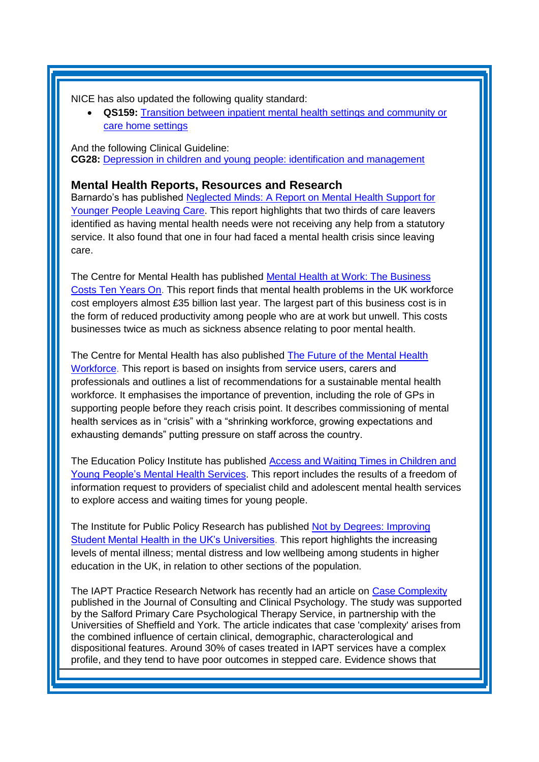NICE has also updated the following quality standard:

- **QS159:** Transition between inpatient mental health settings and community or care home settings

And the following Clinical Guideline:
**CG28:** Depression in children and young people: identification and management

## Mental Health Reports, Resources and Research

Barnardo's has published Neglected Minds: A Report on Mental Health Support for Younger People Leaving Care. This report highlights that two thirds of care leavers identified as having mental health needs were not receiving any help from a statutory service. It also found that one in four had faced a mental health crisis since leaving care.

The Centre for Mental Health has published Mental Health at Work: The Business Costs Ten Years On. This report finds that mental health problems in the UK workforce cost employers almost £35 billion last year. The largest part of this business cost is in the form of reduced productivity among people who are at work but unwell. This costs businesses twice as much as sickness absence relating to poor mental health.

The Centre for Mental Health has also published The Future of the Mental Health Workforce. This report is based on insights from service users, carers and professionals and outlines a list of recommendations for a sustainable mental health workforce. It emphasises the importance of prevention, including the role of GPs in supporting people before they reach crisis point. It describes commissioning of mental health services as in "crisis" with a "shrinking workforce, growing expectations and exhausting demands" putting pressure on staff across the country.

The Education Policy Institute has published Access and Waiting Times in Children and Young People's Mental Health Services. This report includes the results of a freedom of information request to providers of specialist child and adolescent mental health services to explore access and waiting times for young people.

The Institute for Public Policy Research has published Not by Degrees: Improving Student Mental Health in the UK's Universities. This report highlights the increasing levels of mental illness; mental distress and low wellbeing among students in higher education in the UK, in relation to other sections of the population.

The IAPT Practice Research Network has recently had an article on Case Complexity published in the Journal of Consulting and Clinical Psychology. The study was supported by the Salford Primary Care Psychological Therapy Service, in partnership with the Universities of Sheffield and York. The article indicates that case 'complexity' arises from the combined influence of certain clinical, demographic, characterological and dispositional features. Around 30% of cases treated in IAPT services have a complex profile, and they tend to have poor outcomes in stepped care. Evidence shows that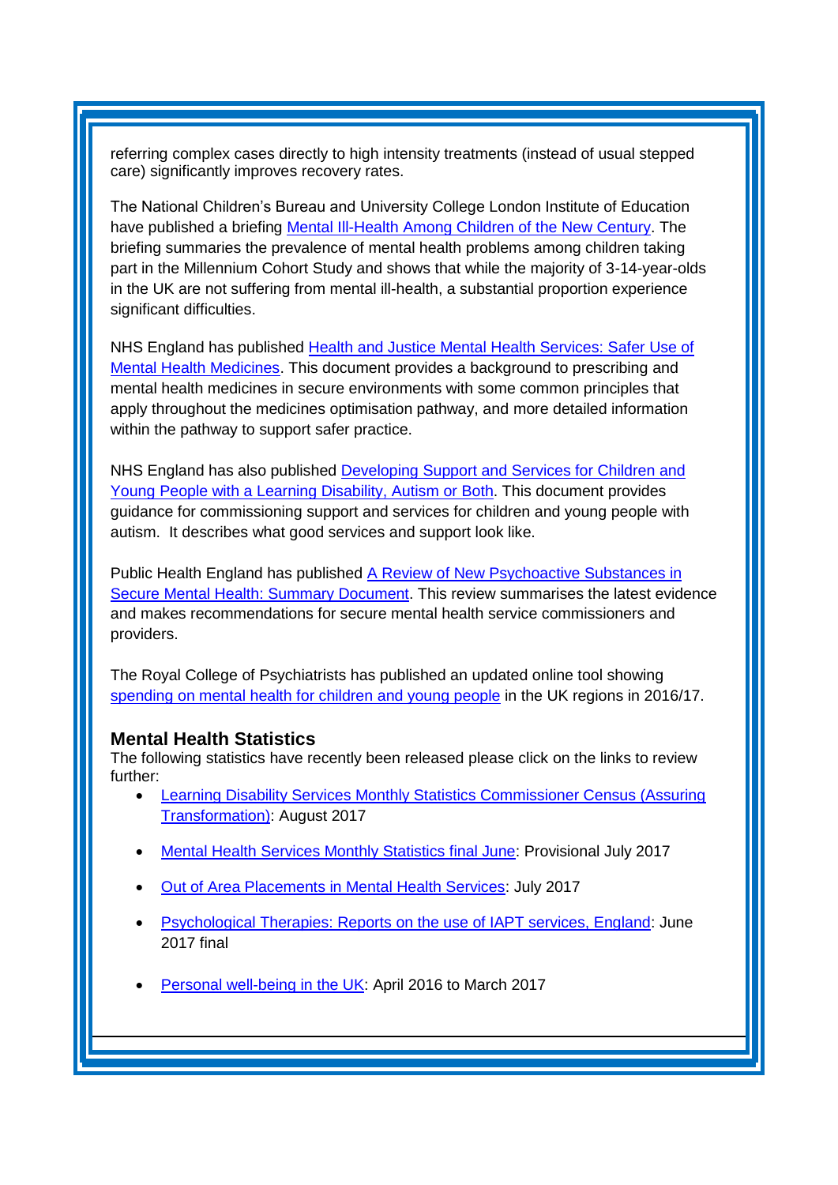referring complex cases directly to high intensity treatments (instead of usual stepped care) significantly improves recovery rates.

The National Children's Bureau and University College London Institute of Education have published a briefing Mental Ill-Health Among Children of the New Century. The briefing summaries the prevalence of mental health problems among children taking part in the Millennium Cohort Study and shows that while the majority of 3-14-year-olds in the UK are not suffering from mental ill-health, a substantial proportion experience significant difficulties.

NHS England has published Health and Justice Mental Health Services: Safer Use of Mental Health Medicines. This document provides a background to prescribing and mental health medicines in secure environments with some common principles that apply throughout the medicines optimisation pathway, and more detailed information within the pathway to support safer practice.

NHS England has also published Developing Support and Services for Children and Young People with a Learning Disability, Autism or Both. This document provides guidance for commissioning support and services for children and young people with autism. It describes what good services and support look like.

Public Health England has published A Review of New Psychoactive Substances in Secure Mental Health: Summary Document. This review summarises the latest evidence and makes recommendations for secure mental health service commissioners and providers.

The Royal College of Psychiatrists has published an updated online tool showing spending on mental health for children and young people in the UK regions in 2016/17.

### Mental Health Statistics

The following statistics have recently been released please click on the links to review further:

- Learning Disability Services Monthly Statistics Commissioner Census (Assuring Transformation): August 2017
- Mental Health Services Monthly Statistics final June: Provisional July 2017
- Out of Area Placements in Mental Health Services: July 2017
- Psychological Therapies: Reports on the use of IAPT services, England: June 2017 final
- Personal well-being in the UK: April 2016 to March 2017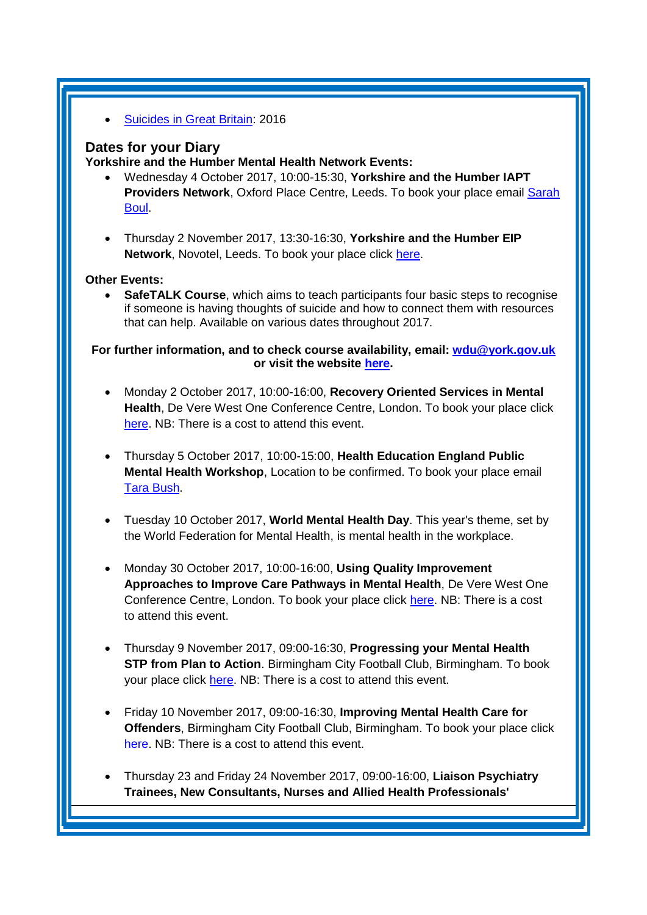- Suicides in Great Britain: 2016

## Dates for your Diary

**Yorkshire and the Humber Mental Health Network Events:**

- Wednesday 4 October 2017, 10:00-15:30, **Yorkshire and the Humber IAPT Providers Network**, Oxford Place Centre, Leeds. To book your place email Sarah Boul.

- Thursday 2 November 2017, 13:30-16:30, **Yorkshire and the Humber EIP Network**, Novotel, Leeds. To book your place click here.

**Other Events:**

- **SafeTALK Course**, which aims to teach participants four basic steps to recognise if someone is having thoughts of suicide and how to connect them with resources that can help. Available on various dates throughout 2017.

**For further information, and to check course availability, email: wdu@york.gov.uk or visit the website here.**

- Monday 2 October 2017, 10:00-16:00, **Recovery Oriented Services in Mental Health**, De Vere West One Conference Centre, London. To book your place click here. NB: There is a cost to attend this event.

- Thursday 5 October 2017, 10:00-15:00, **Health Education England Public Mental Health Workshop**, Location to be confirmed. To book your place email Tara Bush.

- Tuesday 10 October 2017, **World Mental Health Day**. This year's theme, set by the World Federation for Mental Health, is mental health in the workplace.

- Monday 30 October 2017, 10:00-16:00, **Using Quality Improvement Approaches to Improve Care Pathways in Mental Health**, De Vere West One Conference Centre, London. To book your place click here. NB: There is a cost to attend this event.

- Thursday 9 November 2017, 09:00-16:30, **Progressing your Mental Health STP from Plan to Action**. Birmingham City Football Club, Birmingham. To book your place click here. NB: There is a cost to attend this event.

- Friday 10 November 2017, 09:00-16:30, **Improving Mental Health Care for Offenders**, Birmingham City Football Club, Birmingham. To book your place click here. NB: There is a cost to attend this event.

- Thursday 23 and Friday 24 November 2017, 09:00-16:00, **Liaison Psychiatry Trainees, New Consultants, Nurses and Allied Health Professionals'**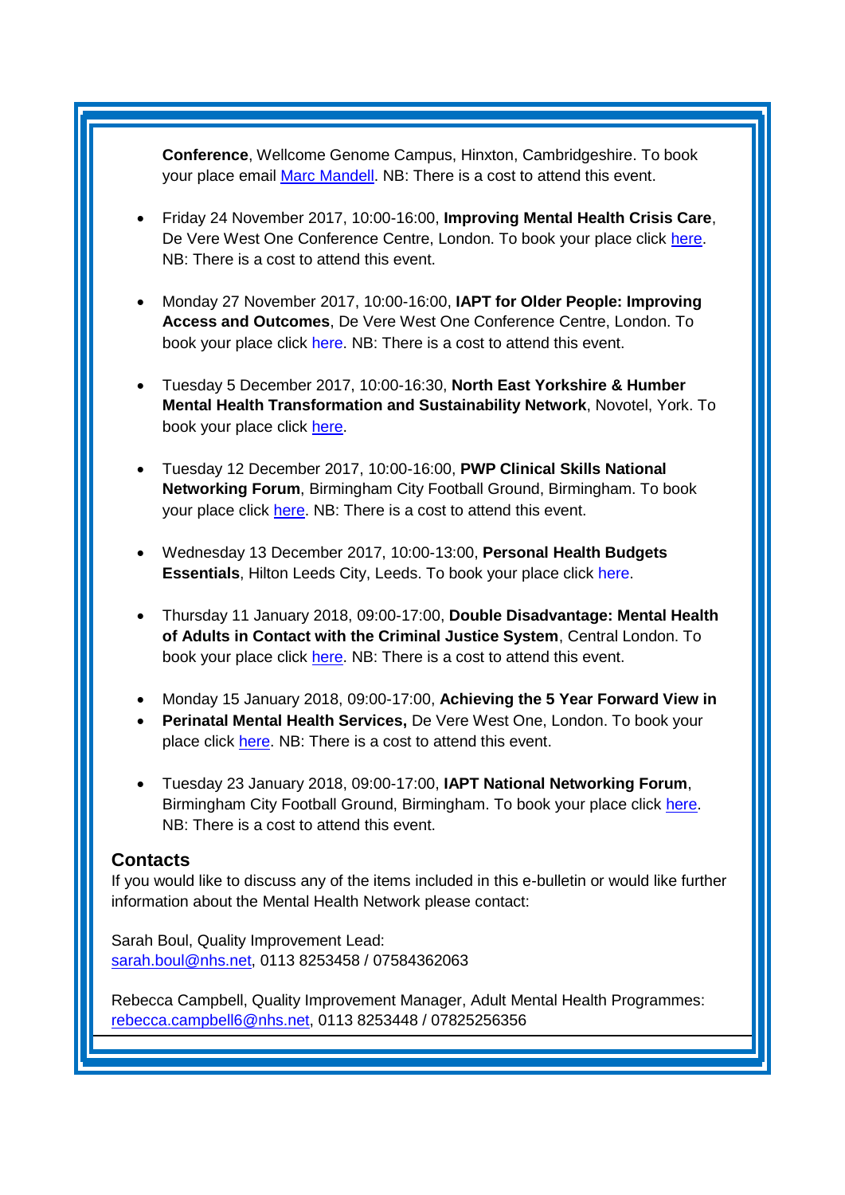**Conference**, Wellcome Genome Campus, Hinxton, Cambridgeshire. To book your place email Marc Mandell. NB: There is a cost to attend this event.

- Friday 24 November 2017, 10:00-16:00, **Improving Mental Health Crisis Care**, De Vere West One Conference Centre, London. To book your place click here. NB: There is a cost to attend this event.

- Monday 27 November 2017, 10:00-16:00, **IAPT for Older People: Improving Access and Outcomes**, De Vere West One Conference Centre, London. To book your place click here. NB: There is a cost to attend this event.

- Tuesday 5 December 2017, 10:00-16:30, **North East Yorkshire & Humber Mental Health Transformation and Sustainability Network**, Novotel, York. To book your place click here.

- Tuesday 12 December 2017, 10:00-16:00, **PWP Clinical Skills National Networking Forum**, Birmingham City Football Ground, Birmingham. To book your place click here. NB: There is a cost to attend this event.

- Wednesday 13 December 2017, 10:00-13:00, **Personal Health Budgets Essentials**, Hilton Leeds City, Leeds. To book your place click here.

- Thursday 11 January 2018, 09:00-17:00, **Double Disadvantage: Mental Health of Adults in Contact with the Criminal Justice System**, Central London. To book your place click here. NB: There is a cost to attend this event.

- Monday 15 January 2018, 09:00-17:00, **Achieving the 5 Year Forward View in**
- **Perinatal Mental Health Services,** De Vere West One, London. To book your place click here. NB: There is a cost to attend this event.

- Tuesday 23 January 2018, 09:00-17:00, **IAPT National Networking Forum**, Birmingham City Football Ground, Birmingham. To book your place click here. NB: There is a cost to attend this event.

## Contacts

If you would like to discuss any of the items included in this e-bulletin or would like further information about the Mental Health Network please contact:

Sarah Boul, Quality Improvement Lead:
sarah.boul@nhs.net, 0113 8253458 / 07584362063

Rebecca Campbell, Quality Improvement Manager, Adult Mental Health Programmes:
rebecca.campbell6@nhs.net, 0113 8253448 / 07825256356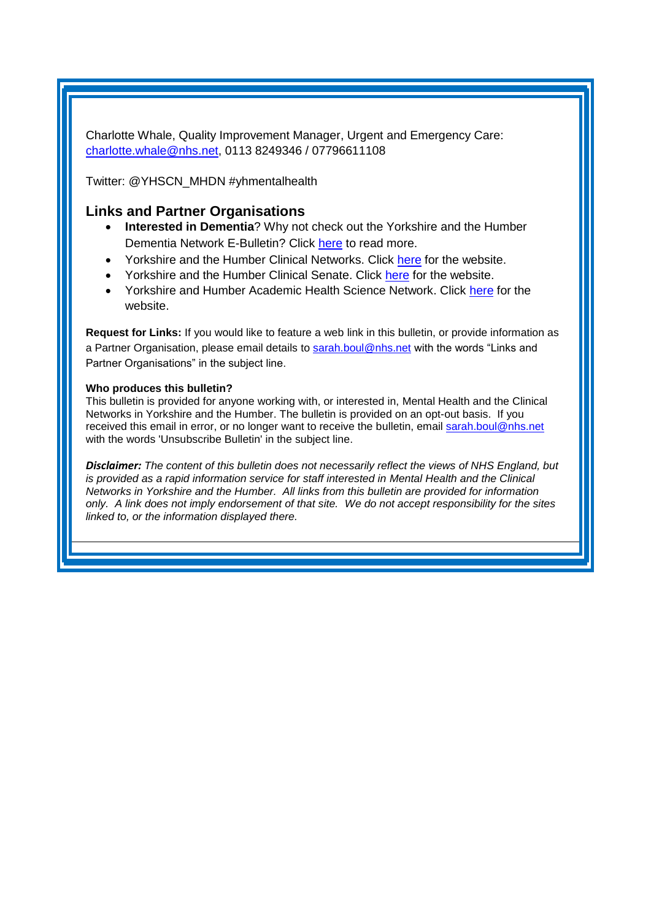Charlotte Whale, Quality Improvement Manager, Urgent and Emergency Care: charlotte.whale@nhs.net, 0113 8249346 / 07796611108

Twitter: @YHSCN_MHDN #yhmentalhealth

## Links and Partner Organisations

- **Interested in Dementia**? Why not check out the Yorkshire and the Humber Dementia Network E-Bulletin? Click here to read more.
- Yorkshire and the Humber Clinical Networks. Click here for the website.
- Yorkshire and the Humber Clinical Senate. Click here for the website.
- Yorkshire and Humber Academic Health Science Network. Click here for the website.

**Request for Links:** If you would like to feature a web link in this bulletin, or provide information as a Partner Organisation, please email details to sarah.boul@nhs.net with the words "Links and Partner Organisations" in the subject line.

**Who produces this bulletin?**
This bulletin is provided for anyone working with, or interested in, Mental Health and the Clinical Networks in Yorkshire and the Humber. The bulletin is provided on an opt-out basis. If you received this email in error, or no longer want to receive the bulletin, email sarah.boul@nhs.net with the words 'Unsubscribe Bulletin' in the subject line.

***Disclaimer:*** *The content of this bulletin does not necessarily reflect the views of NHS England, but is provided as a rapid information service for staff interested in Mental Health and the Clinical Networks in Yorkshire and the Humber. All links from this bulletin are provided for information only. A link does not imply endorsement of that site. We do not accept responsibility for the sites linked to, or the information displayed there.*